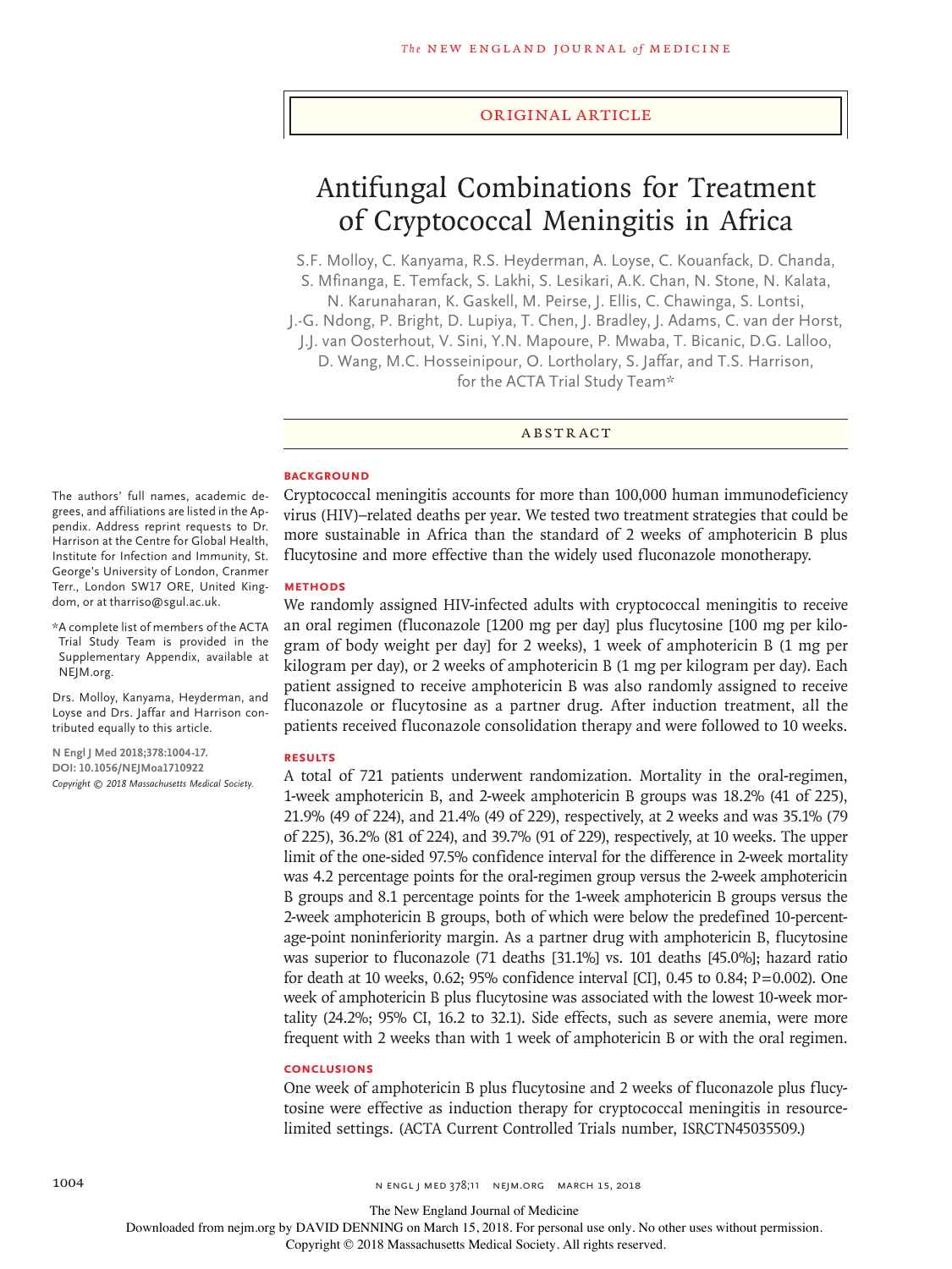ORIGINAL ARTICLE

# Antifungal Combinations for Treatment of Cryptococcal Meningitis in Africa

S.F. Molloy, C. Kanyama, R.S. Heyderman, A. Loyse, C. Kouanfack, D. Chanda, S. Mfinanga, E. Temfack, S. Lakhi, S. Lesikari, A.K. Chan, N. Stone, N. Kalata, N. Karunaharan, K. Gaskell, M. Peirse, J. Ellis, C. Chawinga, S. Lontsi, J.-G. Ndong, P. Bright, D. Lupiya, T. Chen, J. Bradley, J. Adams, C. van der Horst, J.J. van Oosterhout, V. Sini, Y.N. Mapoure, P. Mwaba, T. Bicanic, D.G. Lalloo, D. Wang, M.C. Hosseinipour, O. Lortholary, S. Jaffar, and T.S. Harrison, for the ACTA Trial Study Team*

The authors' full names, academic degrees, and affiliations are listed in the Appendix. Address reprint requests to Dr. Harrison at the Centre for Global Health, Institute for Infection and Immunity, St. George's University of London, Cranmer Terr., London SW17 0RE, United Kingdom, or at tharriso@sgul.ac.uk.

*A complete list of members of the ACTA Trial Study Team is provided in the Supplementary Appendix, available at NEJM.org.

Drs. Molloy, Kanyama, Heyderman, and Loyse and Drs. Jaffar and Harrison contributed equally to this article.

N Engl J Med 2018;378:1004-17.
DOI: 10.1056/NEJMoa1710922
Copyright © 2018 Massachusetts Medical Society.

## ABSTRACT

### BACKGROUND

Cryptococcal meningitis accounts for more than 100,000 human immunodeficiency virus (HIV)–related deaths per year. We tested two treatment strategies that could be more sustainable in Africa than the standard of 2 weeks of amphotericin B plus flucytosine and more effective than the widely used fluconazole monotherapy.

### METHODS

We randomly assigned HIV-infected adults with cryptococcal meningitis to receive an oral regimen (fluconazole [1200 mg per day] plus flucytosine [100 mg per kilogram of body weight per day] for 2 weeks), 1 week of amphotericin B (1 mg per kilogram per day), or 2 weeks of amphotericin B (1 mg per kilogram per day). Each patient assigned to receive amphotericin B was also randomly assigned to receive fluconazole or flucytosine as a partner drug. After induction treatment, all the patients received fluconazole consolidation therapy and were followed to 10 weeks.

### RESULTS

A total of 721 patients underwent randomization. Mortality in the oral-regimen, 1-week amphotericin B, and 2-week amphotericin B groups was 18.2% (41 of 225), 21.9% (49 of 224), and 21.4% (49 of 229), respectively, at 2 weeks and was 35.1% (79 of 225), 36.2% (81 of 224), and 39.7% (91 of 229), respectively, at 10 weeks. The upper limit of the one-sided 97.5% confidence interval for the difference in 2-week mortality was 4.2 percentage points for the oral-regimen group versus the 2-week amphotericin B groups and 8.1 percentage points for the 1-week amphotericin B groups versus the 2-week amphotericin B groups, both of which were below the predefined 10-percentage-point noninferiority margin. As a partner drug with amphotericin B, flucytosine was superior to fluconazole (71 deaths [31.1%] vs. 101 deaths [45.0%]; hazard ratio for death at 10 weeks, 0.62; 95% confidence interval [CI], 0.45 to 0.84; P=0.002). One week of amphotericin B plus flucytosine was associated with the lowest 10-week mortality (24.2%; 95% CI, 16.2 to 32.1). Side effects, such as severe anemia, were more frequent with 2 weeks than with 1 week of amphotericin B or with the oral regimen.

### CONCLUSIONS

One week of amphotericin B plus flucytosine and 2 weeks of fluconazole plus flucytosine were effective as induction therapy for cryptococcal meningitis in resource-limited settings. (ACTA Current Controlled Trials number, ISRCTN45035509.)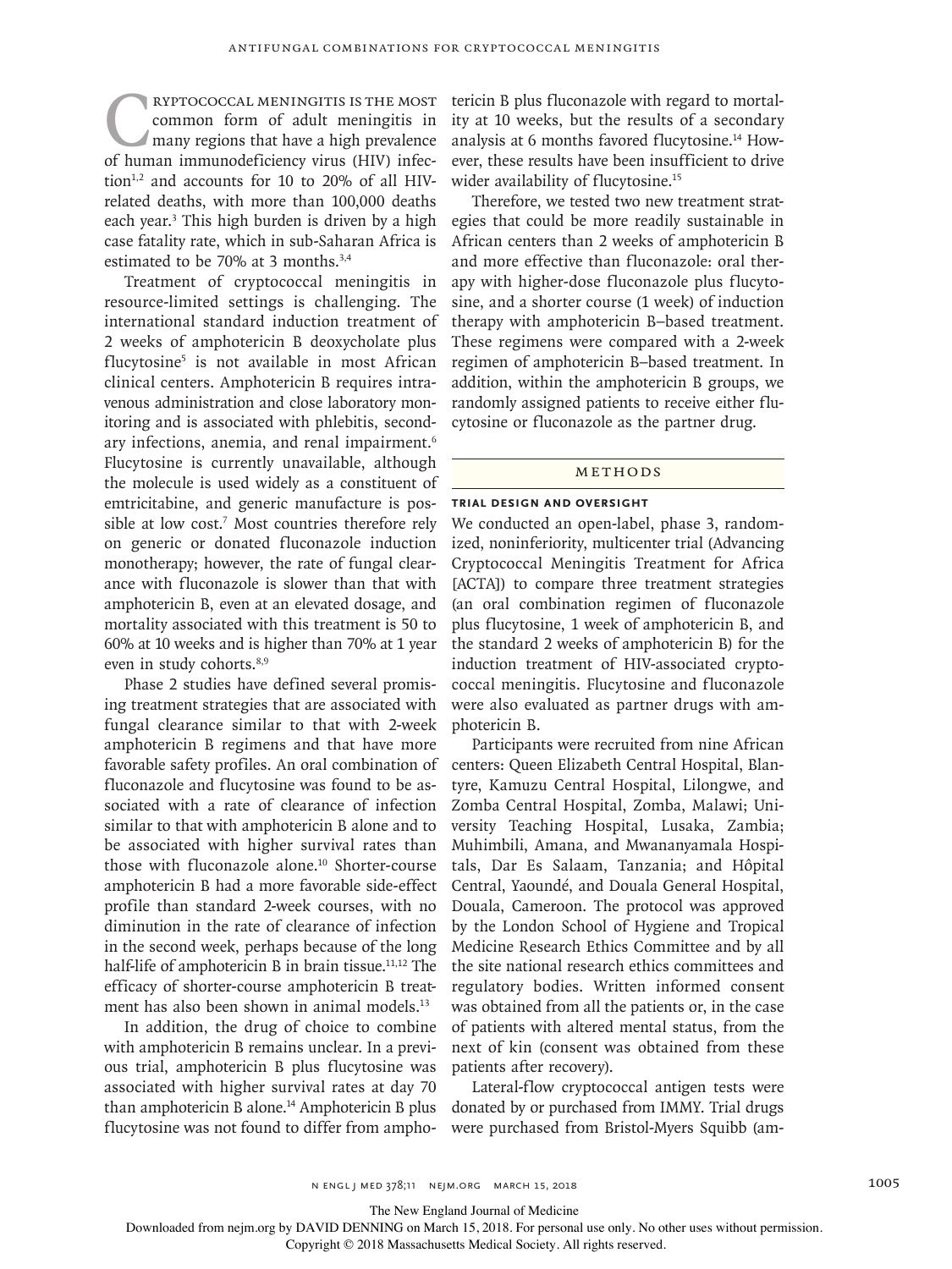Cryptococcal meningitis is the most common form of adult meningitis in many regions that have a high prevalence of human immunodeficiency virus (HIV) infection[1,2] and accounts for 10 to 20% of all HIV-related deaths, with more than 100,000 deaths each year.[3] This high burden is driven by a high case fatality rate, which in sub-Saharan Africa is estimated to be 70% at 3 months.[3,4]

Treatment of cryptococcal meningitis in resource-limited settings is challenging. The international standard induction treatment of 2 weeks of amphotericin B deoxycholate plus flucytosine[5] is not available in most African clinical centers. Amphotericin B requires intravenous administration and close laboratory monitoring and is associated with phlebitis, secondary infections, anemia, and renal impairment.[6] Flucytosine is currently unavailable, although the molecule is used widely as a constituent of emtricitabine, and generic manufacture is possible at low cost.[7] Most countries therefore rely on generic or donated fluconazole induction monotherapy; however, the rate of fungal clearance with fluconazole is slower than that with amphotericin B, even at an elevated dosage, and mortality associated with this treatment is 50 to 60% at 10 weeks and is higher than 70% at 1 year even in study cohorts.[8,9]

Phase 2 studies have defined several promising treatment strategies that are associated with fungal clearance similar to that with 2-week amphotericin B regimens and that have more favorable safety profiles. An oral combination of fluconazole and flucytosine was found to be associated with a rate of clearance of infection similar to that with amphotericin B alone and to be associated with higher survival rates than those with fluconazole alone.[10] Shorter-course amphotericin B had a more favorable side-effect profile than standard 2-week courses, with no diminution in the rate of clearance of infection in the second week, perhaps because of the long half-life of amphotericin B in brain tissue.[11,12] The efficacy of shorter-course amphotericin B treatment has also been shown in animal models.[13]

In addition, the drug of choice to combine with amphotericin B remains unclear. In a previous trial, amphotericin B plus flucytosine was associated with higher survival rates at day 70 than amphotericin B alone.[14] Amphotericin B plus flucytosine was not found to differ from amphotericin B plus fluconazole with regard to mortality at 10 weeks, but the results of a secondary analysis at 6 months favored flucytosine.[14] However, these results have been insufficient to drive wider availability of flucytosine.[15]

Therefore, we tested two new treatment strategies that could be more readily sustainable in African centers than 2 weeks of amphotericin B and more effective than fluconazole: oral therapy with higher-dose fluconazole plus flucytosine, and a shorter course (1 week) of induction therapy with amphotericin B–based treatment. These regimens were compared with a 2-week regimen of amphotericin B–based treatment. In addition, within the amphotericin B groups, we randomly assigned patients to receive either flucytosine or fluconazole as the partner drug.

## Methods

### Trial Design and Oversight

We conducted an open-label, phase 3, randomized, noninferiority, multicenter trial (Advancing Cryptococcal Meningitis Treatment for Africa [ACTA]) to compare three treatment strategies (an oral combination regimen of fluconazole plus flucytosine, 1 week of amphotericin B, and the standard 2 weeks of amphotericin B) for the induction treatment of HIV-associated cryptococcal meningitis. Flucytosine and fluconazole were also evaluated as partner drugs with amphotericin B.

Participants were recruited from nine African centers: Queen Elizabeth Central Hospital, Blantyre, Kamuzu Central Hospital, Lilongwe, and Zomba Central Hospital, Zomba, Malawi; University Teaching Hospital, Lusaka, Zambia; Muhimbili, Amana, and Mwananyamala Hospitals, Dar Es Salaam, Tanzania; and Hôpital Central, Yaoundé, and Douala General Hospital, Douala, Cameroon. The protocol was approved by the London School of Hygiene and Tropical Medicine Research Ethics Committee and by all the site national research ethics committees and regulatory bodies. Written informed consent was obtained from all the patients or, in the case of patients with altered mental status, from the next of kin (consent was obtained from these patients after recovery).

Lateral-flow cryptococcal antigen tests were donated by or purchased from IMMY. Trial drugs were purchased from Bristol-Myers Squibb (am-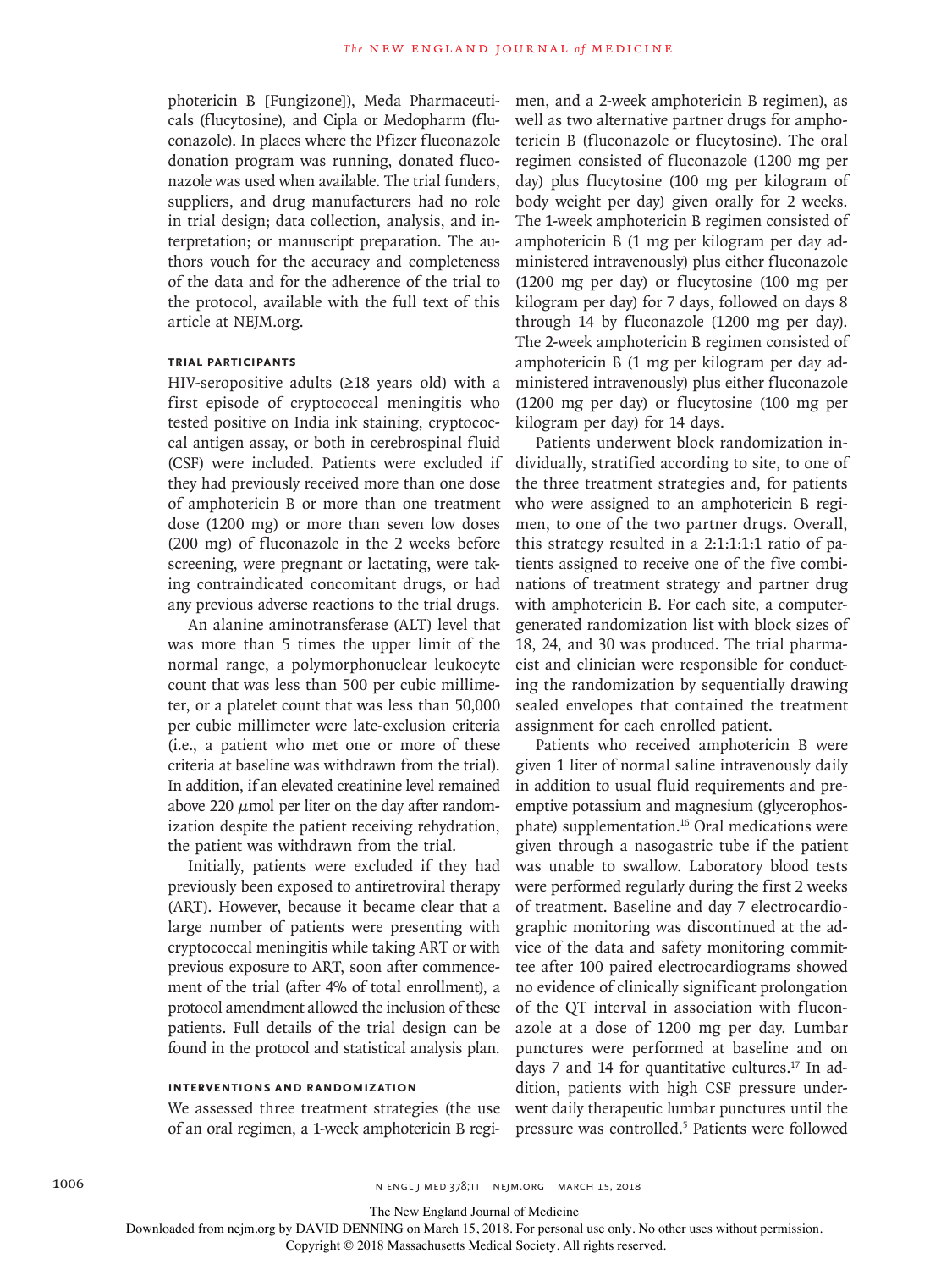photericin B [Fungizone]), Meda Pharmaceuticals (flucytosine), and Cipla or Medopharm (fluconazole). In places where the Pfizer fluconazole donation program was running, donated fluconazole was used when available. The trial funders, suppliers, and drug manufacturers had no role in trial design; data collection, analysis, and interpretation; or manuscript preparation. The authors vouch for the accuracy and completeness of the data and for the adherence of the trial to the protocol, available with the full text of this article at NEJM.org.

### Trial Participants

HIV-seropositive adults (≥18 years old) with a first episode of cryptococcal meningitis who tested positive on India ink staining, cryptococcal antigen assay, or both in cerebrospinal fluid (CSF) were included. Patients were excluded if they had previously received more than one dose of amphotericin B or more than one treatment dose (1200 mg) or more than seven low doses (200 mg) of fluconazole in the 2 weeks before screening, were pregnant or lactating, were taking contraindicated concomitant drugs, or had any previous adverse reactions to the trial drugs.

An alanine aminotransferase (ALT) level that was more than 5 times the upper limit of the normal range, a polymorphonuclear leukocyte count that was less than 500 per cubic millimeter, or a platelet count that was less than 50,000 per cubic millimeter were late-exclusion criteria (i.e., a patient who met one or more of these criteria at baseline was withdrawn from the trial). In addition, if an elevated creatinine level remained above 220 $\mu$mol per liter on the day after randomization despite the patient receiving rehydration, the patient was withdrawn from the trial.

Initially, patients were excluded if they had previously been exposed to antiretroviral therapy (ART). However, because it became clear that a large number of patients were presenting with cryptococcal meningitis while taking ART or with previous exposure to ART, soon after commencement of the trial (after 4% of total enrollment), a protocol amendment allowed the inclusion of these patients. Full details of the trial design can be found in the protocol and statistical analysis plan.

### Interventions and Randomization

We assessed three treatment strategies (the use of an oral regimen, a 1-week amphotericin B regimen, and a 2-week amphotericin B regimen), as well as two alternative partner drugs for amphotericin B (fluconazole or flucytosine). The oral regimen consisted of fluconazole (1200 mg per day) plus flucytosine (100 mg per kilogram of body weight per day) given orally for 2 weeks. The 1-week amphotericin B regimen consisted of amphotericin B (1 mg per kilogram per day administered intravenously) plus either fluconazole (1200 mg per day) or flucytosine (100 mg per kilogram per day) for 7 days, followed on days 8 through 14 by fluconazole (1200 mg per day). The 2-week amphotericin B regimen consisted of amphotericin B (1 mg per kilogram per day administered intravenously) plus either fluconazole (1200 mg per day) or flucytosine (100 mg per kilogram per day) for 14 days.

Patients underwent block randomization individually, stratified according to site, to one of the three treatment strategies and, for patients who were assigned to an amphotericin B regimen, to one of the two partner drugs. Overall, this strategy resulted in a 2:1:1:1:1 ratio of patients assigned to receive one of the five combinations of treatment strategy and partner drug with amphotericin B. For each site, a computer-generated randomization list with block sizes of 18, 24, and 30 was produced. The trial pharmacist and clinician were responsible for conducting the randomization by sequentially drawing sealed envelopes that contained the treatment assignment for each enrolled patient.

Patients who received amphotericin B were given 1 liter of normal saline intravenously daily in addition to usual fluid requirements and preemptive potassium and magnesium (glycerophosphate) supplementation.[16] Oral medications were given through a nasogastric tube if the patient was unable to swallow. Laboratory blood tests were performed regularly during the first 2 weeks of treatment. Baseline and day 7 electrocardiographic monitoring was discontinued at the advice of the data and safety monitoring committee after 100 paired electrocardiograms showed no evidence of clinically significant prolongation of the QT interval in association with fluconazole at a dose of 1200 mg per day. Lumbar punctures were performed at baseline and on days 7 and 14 for quantitative cultures.[17] In addition, patients with high CSF pressure underwent daily therapeutic lumbar punctures until the pressure was controlled.[5] Patients were followed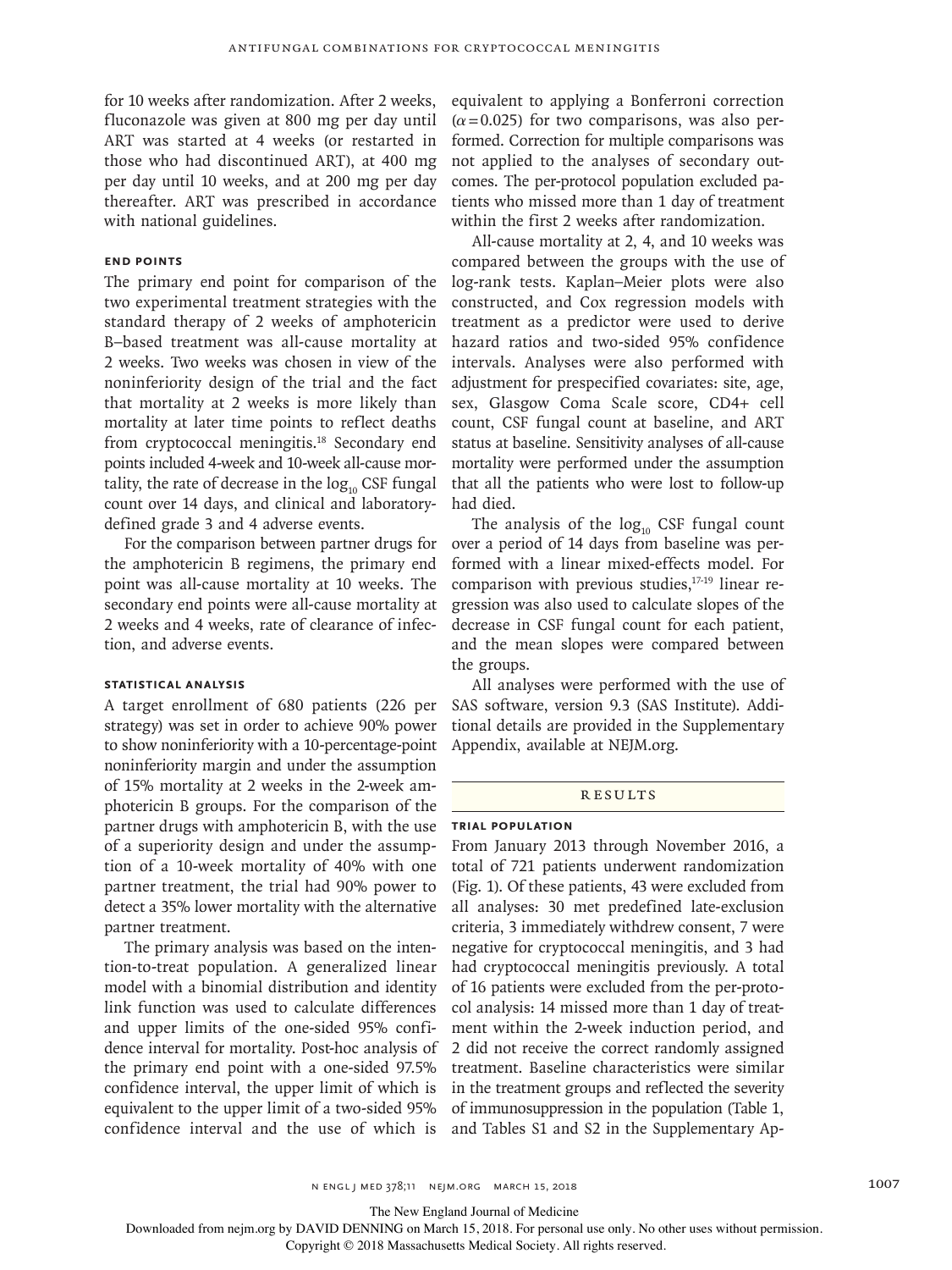for 10 weeks after randomization. After 2 weeks, fluconazole was given at 800 mg per day until ART was started at 4 weeks (or restarted in those who had discontinued ART), at 400 mg per day until 10 weeks, and at 200 mg per day thereafter. ART was prescribed in accordance with national guidelines.

### End Points

The primary end point for comparison of the two experimental treatment strategies with the standard therapy of 2 weeks of amphotericin B–based treatment was all-cause mortality at 2 weeks. Two weeks was chosen in view of the noninferiority design of the trial and the fact that mortality at 2 weeks is more likely than mortality at later time points to reflect deaths from cryptococcal meningitis.[18] Secondary end points included 4-week and 10-week all-cause mortality, the rate of decrease in the $\log_{10}$ CSF fungal count over 14 days, and clinical and laboratory-defined grade 3 and 4 adverse events.

For the comparison between partner drugs for the amphotericin B regimens, the primary end point was all-cause mortality at 10 weeks. The secondary end points were all-cause mortality at 2 weeks and 4 weeks, rate of clearance of infection, and adverse events.

### Statistical Analysis

A target enrollment of 680 patients (226 per strategy) was set in order to achieve 90% power to show noninferiority with a 10-percentage-point noninferiority margin and under the assumption of 15% mortality at 2 weeks in the 2-week amphotericin B groups. For the comparison of the partner drugs with amphotericin B, with the use of a superiority design and under the assumption of a 10-week mortality of 40% with one partner treatment, the trial had 90% power to detect a 35% lower mortality with the alternative partner treatment.

The primary analysis was based on the intention-to-treat population. A generalized linear model with a binomial distribution and identity link function was used to calculate differences and upper limits of the one-sided 95% confidence interval for mortality. Post-hoc analysis of the primary end point with a one-sided 97.5% confidence interval, the upper limit of which is equivalent to the upper limit of a two-sided 95% confidence interval and the use of which is equivalent to applying a Bonferroni correction ($\alpha = 0.025$) for two comparisons, was also performed. Correction for multiple comparisons was not applied to the analyses of secondary outcomes. The per-protocol population excluded patients who missed more than 1 day of treatment within the first 2 weeks after randomization.

All-cause mortality at 2, 4, and 10 weeks was compared between the groups with the use of log-rank tests. Kaplan–Meier plots were also constructed, and Cox regression models with treatment as a predictor were used to derive hazard ratios and two-sided 95% confidence intervals. Analyses were also performed with adjustment for prespecified covariates: site, age, sex, Glasgow Coma Scale score, CD4+ cell count, CSF fungal count at baseline, and ART status at baseline. Sensitivity analyses of all-cause mortality were performed under the assumption that all the patients who were lost to follow-up had died.

The analysis of the $\log_{10}$ CSF fungal count over a period of 14 days from baseline was performed with a linear mixed-effects model. For comparison with previous studies,[17-19] linear regression was also used to calculate slopes of the decrease in CSF fungal count for each patient, and the mean slopes were compared between the groups.

All analyses were performed with the use of SAS software, version 9.3 (SAS Institute). Additional details are provided in the Supplementary Appendix, available at NEJM.org.

## Results

### Trial Population

From January 2013 through November 2016, a total of 721 patients underwent randomization (Fig. 1). Of these patients, 43 were excluded from all analyses: 30 met predefined late-exclusion criteria, 3 immediately withdrew consent, 7 were negative for cryptococcal meningitis, and 3 had had cryptococcal meningitis previously. A total of 16 patients were excluded from the per-protocol analysis: 14 missed more than 1 day of treatment within the 2-week induction period, and 2 did not receive the correct randomly assigned treatment. Baseline characteristics were similar in the treatment groups and reflected the severity of immunosuppression in the population (Table 1, and Tables S1 and S2 in the Supplementary Ap-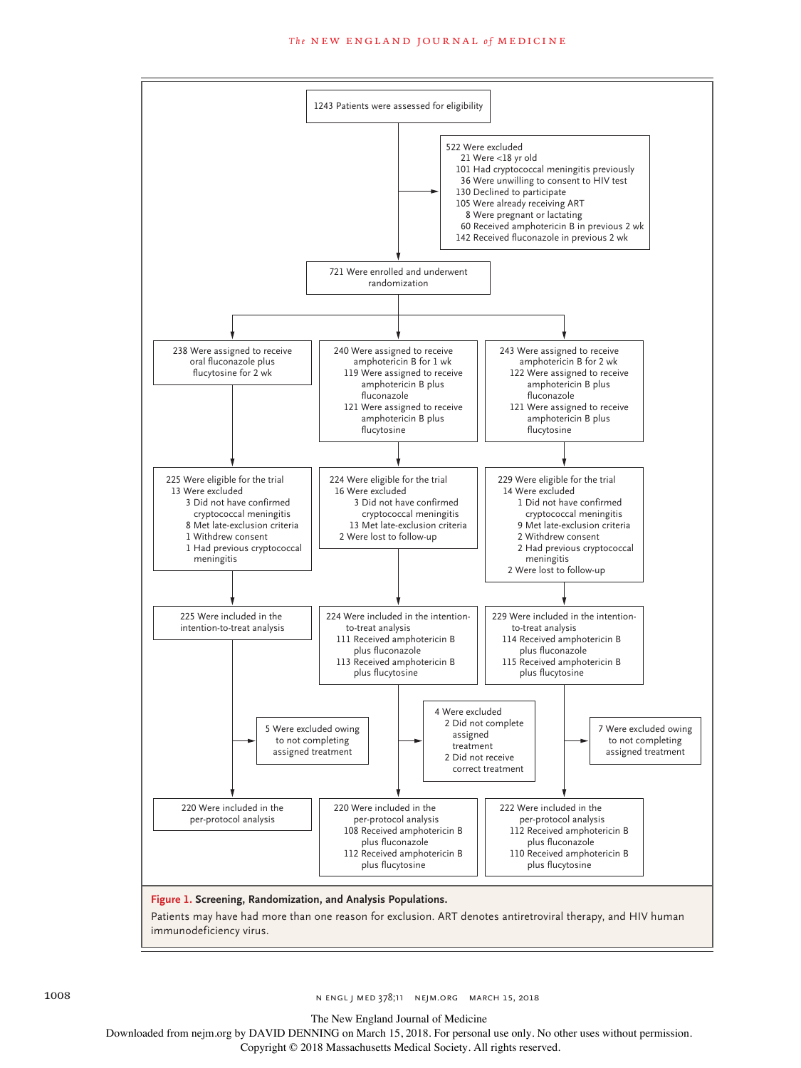1243 Patients were assessed for eligibility

522 Were excluded
- 21 Were <18 yr old
- 101 Had cryptococcal meningitis previously
- 36 Were unwilling to consent to HIV test
- 130 Declined to participate
- 105 Were already receiving ART
- 8 Were pregnant or lactating
- 60 Received amphotericin B in previous 2 wk
- 142 Received fluconazole in previous 2 wk

721 Were enrolled and underwent randomization

| Oral fluconazole plus flucytosine | Amphotericin B for 1 wk | Amphotericin B for 2 wk |
|---|---|---|
| 238 Were assigned to receive oral fluconazole plus flucytosine for 2 wk | 240 Were assigned to receive amphotericin B for 1 wk<br>119 Were assigned to receive amphotericin B plus fluconazole<br>121 Were assigned to receive amphotericin B plus flucytosine | 243 Were assigned to receive amphotericin B for 2 wk<br>122 Were assigned to receive amphotericin B plus fluconazole<br>121 Were assigned to receive amphotericin B plus flucytosine |
| 225 Were eligible for the trial<br>13 Were excluded<br>3 Did not have confirmed cryptococcal meningitis<br>8 Met late-exclusion criteria<br>1 Withdrew consent<br>1 Had previous cryptococcal meningitis | 224 Were eligible for the trial<br>16 Were excluded<br>3 Did not have confirmed cryptococcal meningitis<br>13 Met late-exclusion criteria<br>2 Were lost to follow-up | 229 Were eligible for the trial<br>14 Were excluded<br>1 Did not have confirmed cryptococcal meningitis<br>9 Met late-exclusion criteria<br>2 Withdrew consent<br>2 Had previous cryptococcal meningitis<br>2 Were lost to follow-up |
| 225 Were included in the intention-to-treat analysis | 224 Were included in the intention-to-treat analysis<br>111 Received amphotericin B plus fluconazole<br>113 Received amphotericin B plus flucytosine | 229 Were included in the intention-to-treat analysis<br>114 Received amphotericin B plus fluconazole<br>115 Received amphotericin B plus flucytosine |
| 5 Were excluded owing to not completing assigned treatment | 4 Were excluded<br>2 Did not complete assigned treatment<br>2 Did not receive correct treatment | 7 Were excluded owing to not completing assigned treatment |
| 220 Were included in the per-protocol analysis | 220 Were included in the per-protocol analysis<br>108 Received amphotericin B plus fluconazole<br>112 Received amphotericin B plus flucytosine | 222 Were included in the per-protocol analysis<br>112 Received amphotericin B plus fluconazole<br>110 Received amphotericin B plus flucytosine |

**Figure 1. Screening, Randomization, and Analysis Populations.**

Patients may have had more than one reason for exclusion. ART denotes antiretroviral therapy, and HIV human immunodeficiency virus.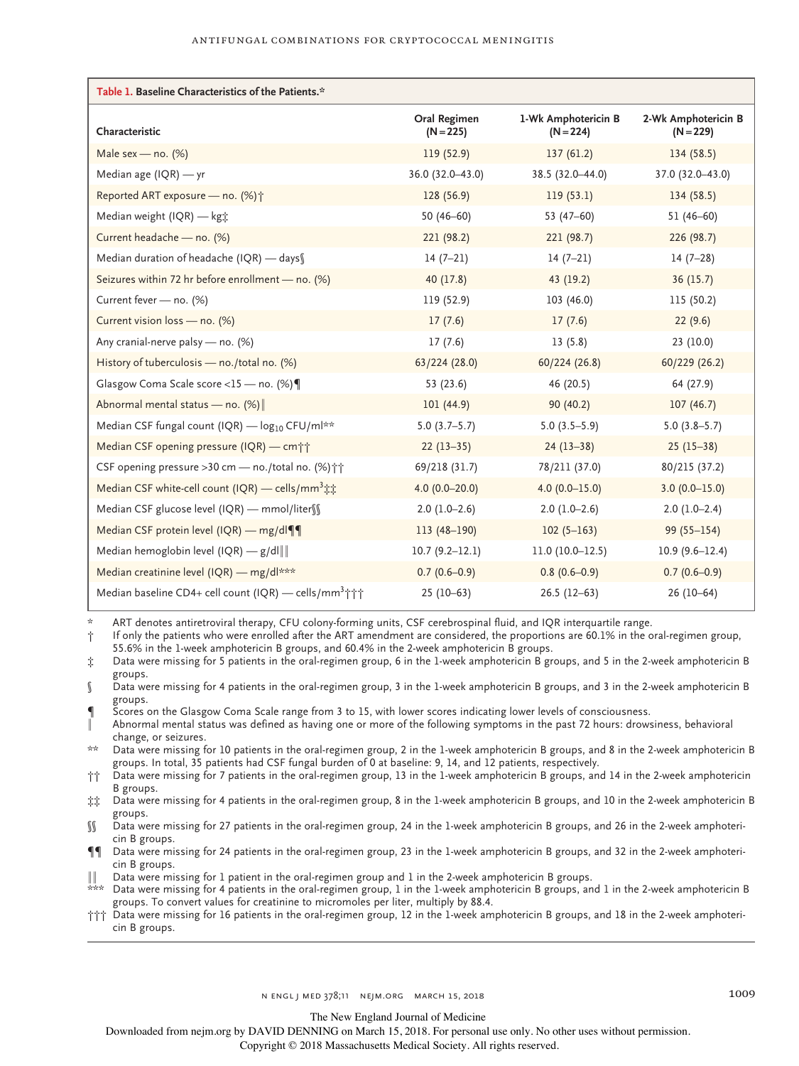**Table 1. Baseline Characteristics of the Patients.***

| Characteristic | Oral Regimen (N=225) | 1-Wk Amphotericin B (N=224) | 2-Wk Amphotericin B (N=229) |
|---|---|---|---|
| Male sex — no. (%) | 119 (52.9) | 137 (61.2) | 134 (58.5) |
| Median age (IQR) — yr | 36.0 (32.0–43.0) | 38.5 (32.0–44.0) | 37.0 (32.0–43.0) |
| Reported ART exposure — no. (%)† | 128 (56.9) | 119 (53.1) | 134 (58.5) |
| Median weight (IQR) — kg‡ | 50 (46–60) | 53 (47–60) | 51 (46–60) |
| Current headache — no. (%) | 221 (98.2) | 221 (98.7) | 226 (98.7) |
| Median duration of headache (IQR) — days§ | 14 (7–21) | 14 (7–21) | 14 (7–28) |
| Seizures within 72 hr before enrollment — no. (%) | 40 (17.8) | 43 (19.2) | 36 (15.7) |
| Current fever — no. (%) | 119 (52.9) | 103 (46.0) | 115 (50.2) |
| Current vision loss — no. (%) | 17 (7.6) | 17 (7.6) | 22 (9.6) |
| Any cranial-nerve palsy — no. (%) | 17 (7.6) | 13 (5.8) | 23 (10.0) |
| History of tuberculosis — no./total no. (%) | 63/224 (28.0) | 60/224 (26.8) | 60/229 (26.2) |
| Glasgow Coma Scale score <15 — no. (%)¶ | 53 (23.6) | 46 (20.5) | 64 (27.9) |
| Abnormal mental status — no. (%)‖ | 101 (44.9) | 90 (40.2) | 107 (46.7) |
| Median CSF fungal count (IQR) — $\log_{10}$ CFU/ml** | 5.0 (3.7–5.7) | 5.0 (3.5–5.9) | 5.0 (3.8–5.7) |
| Median CSF opening pressure (IQR) — cm†† | 22 (13–35) | 24 (13–38) | 25 (15–38) |
| CSF opening pressure >30 cm — no./total no. (%)†† | 69/218 (31.7) | 78/211 (37.0) | 80/215 (37.2) |
| Median CSF white-cell count (IQR) — cells/$mm^3$‡‡ | 4.0 (0.0–20.0) | 4.0 (0.0–15.0) | 3.0 (0.0–15.0) |
| Median CSF glucose level (IQR) — mmol/liter§§ | 2.0 (1.0–2.6) | 2.0 (1.0–2.6) | 2.0 (1.0–2.4) |
| Median CSF protein level (IQR) — mg/dl¶¶ | 113 (48–190) | 102 (5–163) | 99 (55–154) |
| Median hemoglobin level (IQR) — g/dl‖‖ | 10.7 (9.2–12.1) | 11.0 (10.0–12.5) | 10.9 (9.6–12.4) |
| Median creatinine level (IQR) — mg/dl*** | 0.7 (0.6–0.9) | 0.8 (0.6–0.9) | 0.7 (0.6–0.9) |
| Median baseline CD4+ cell count (IQR) — cells/$mm^3$††† | 25 (10–63) | 26.5 (12–63) | 26 (10–64) |

\* ART denotes antiretroviral therapy, CFU colony-forming units, CSF cerebrospinal fluid, and IQR interquartile range.

† If only the patients who were enrolled after the ART amendment are considered, the proportions are 60.1% in the oral-regimen group, 55.6% in the 1-week amphotericin B groups, and 60.4% in the 2-week amphotericin B groups.

‡ Data were missing for 5 patients in the oral-regimen group, 6 in the 1-week amphotericin B groups, and 5 in the 2-week amphotericin B groups.

§ Data were missing for 4 patients in the oral-regimen group, 3 in the 1-week amphotericin B groups, and 3 in the 2-week amphotericin B groups.

¶ Scores on the Glasgow Coma Scale range from 3 to 15, with lower scores indicating lower levels of consciousness.

‖ Abnormal mental status was defined as having one or more of the following symptoms in the past 72 hours: drowsiness, behavioral change, or seizures.

** Data were missing for 10 patients in the oral-regimen group, 2 in the 1-week amphotericin B groups, and 8 in the 2-week amphotericin B groups. In total, 35 patients had CSF fungal burden of 0 at baseline: 9, 14, and 12 patients, respectively.

†† Data were missing for 7 patients in the oral-regimen group, 13 in the 1-week amphotericin B groups, and 14 in the 2-week amphotericin B groups.

‡‡ Data were missing for 4 patients in the oral-regimen group, 8 in the 1-week amphotericin B groups, and 10 in the 2-week amphotericin B groups.

§§ Data were missing for 27 patients in the oral-regimen group, 24 in the 1-week amphotericin B groups, and 26 in the 2-week amphotericin B groups.

¶¶ Data were missing for 24 patients in the oral-regimen group, 23 in the 1-week amphotericin B groups, and 32 in the 2-week amphotericin B groups.

‖‖ Data were missing for 1 patient in the oral-regimen group and 1 in the 2-week amphotericin B groups.

*** Data were missing for 4 patients in the oral-regimen group, 1 in the 1-week amphotericin B groups, and 1 in the 2-week amphotericin B groups. To convert values for creatinine to micromoles per liter, multiply by 88.4.

††† Data were missing for 16 patients in the oral-regimen group, 12 in the 1-week amphotericin B groups, and 18 in the 2-week amphotericin B groups.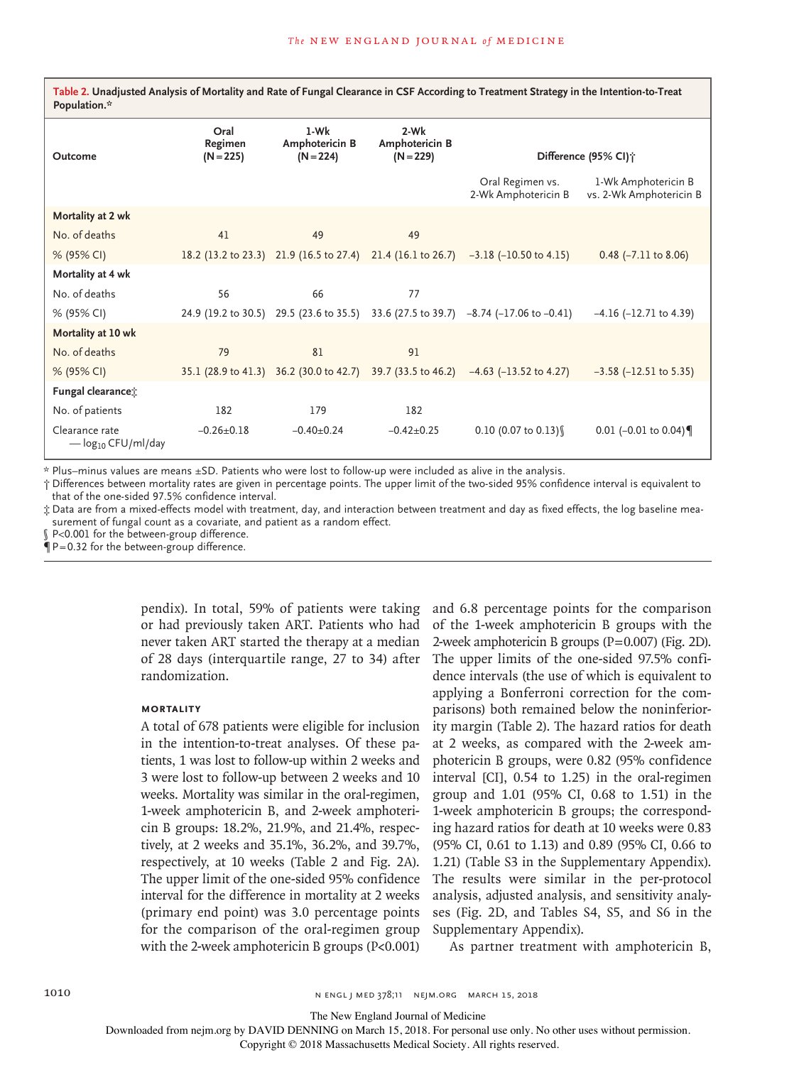**Table 2. Unadjusted Analysis of Mortality and Rate of Fungal Clearance in CSF According to Treatment Strategy in the Intention-to-Treat Population.***

| Outcome | Oral Regimen (N=225) | 1-Wk Amphotericin B (N=224) | 2-Wk Amphotericin B (N=229) | Difference (95% CI)† | |
|---|---|---|---|---|---|
| | | | | Oral Regimen vs. 2-Wk Amphotericin B | 1-Wk Amphotericin B vs. 2-Wk Amphotericin B |
| **Mortality at 2 wk** | | | | | |
| No. of deaths | 41 | 49 | 49 | | |
| % (95% CI) | 18.2 (13.2 to 23.3) | 21.9 (16.5 to 27.4) | 21.4 (16.1 to 26.7) | −3.18 (−10.50 to 4.15) | 0.48 (−7.11 to 8.06) |
| **Mortality at 4 wk** | | | | | |
| No. of deaths | 56 | 66 | 77 | | |
| % (95% CI) | 24.9 (19.2 to 30.5) | 29.5 (23.6 to 35.5) | 33.6 (27.5 to 39.7) | −8.74 (−17.06 to −0.41) | −4.16 (−12.71 to 4.39) |
| **Mortality at 10 wk** | | | | | |
| No. of deaths | 79 | 81 | 91 | | |
| % (95% CI) | 35.1 (28.9 to 41.3) | 36.2 (30.0 to 42.7) | 39.7 (33.5 to 46.2) | −4.63 (−13.52 to 4.27) | −3.58 (−12.51 to 5.35) |
| **Fungal clearance‡** | | | | | |
| No. of patients | 182 | 179 | 182 | | |
| Clearance rate — $\log_{10}$ CFU/ml/day | −0.26±0.18 | −0.40±0.24 | −0.42±0.25 | 0.10 (0.07 to 0.13)§ | 0.01 (−0.01 to 0.04)¶ |

\* Plus–minus values are means ±SD. Patients who were lost to follow-up were included as alive in the analysis.

† Differences between mortality rates are given in percentage points. The upper limit of the two-sided 95% confidence interval is equivalent to that of the one-sided 97.5% confidence interval.

‡ Data are from a mixed-effects model with treatment, day, and interaction between treatment and day as fixed effects, the log baseline measurement of fungal count as a covariate, and patient as a random effect.

§ P<0.001 for the between-group difference.

¶ P=0.32 for the between-group difference.

pendix). In total, 59% of patients were taking or had previously taken ART. Patients who had never taken ART started the therapy at a median of 28 days (interquartile range, 27 to 34) after randomization.

### MORTALITY

A total of 678 patients were eligible for inclusion in the intention-to-treat analyses. Of these patients, 1 was lost to follow-up within 2 weeks and 3 were lost to follow-up between 2 weeks and 10 weeks. Mortality was similar in the oral-regimen, 1-week amphotericin B, and 2-week amphotericin B groups: 18.2%, 21.9%, and 21.4%, respectively, at 2 weeks and 35.1%, 36.2%, and 39.7%, respectively, at 10 weeks (Table 2 and Fig. 2A). The upper limit of the one-sided 95% confidence interval for the difference in mortality at 2 weeks (primary end point) was 3.0 percentage points for the comparison of the oral-regimen group with the 2-week amphotericin B groups (P<0.001) and 6.8 percentage points for the comparison of the 1-week amphotericin B groups with the 2-week amphotericin B groups (P=0.007) (Fig. 2D). The upper limits of the one-sided 97.5% confidence intervals (the use of which is equivalent to applying a Bonferroni correction for the comparisons) both remained below the noninferiority margin (Table 2). The hazard ratios for death at 2 weeks, as compared with the 2-week amphotericin B groups, were 0.82 (95% confidence interval [CI], 0.54 to 1.25) in the oral-regimen group and 1.01 (95% CI, 0.68 to 1.51) in the 1-week amphotericin B groups; the corresponding hazard ratios for death at 10 weeks were 0.83 (95% CI, 0.61 to 1.13) and 0.89 (95% CI, 0.66 to 1.21) (Table S3 in the Supplementary Appendix). The results were similar in the per-protocol analysis, adjusted analysis, and sensitivity analyses (Fig. 2D, and Tables S4, S5, and S6 in the Supplementary Appendix).

As partner treatment with amphotericin B,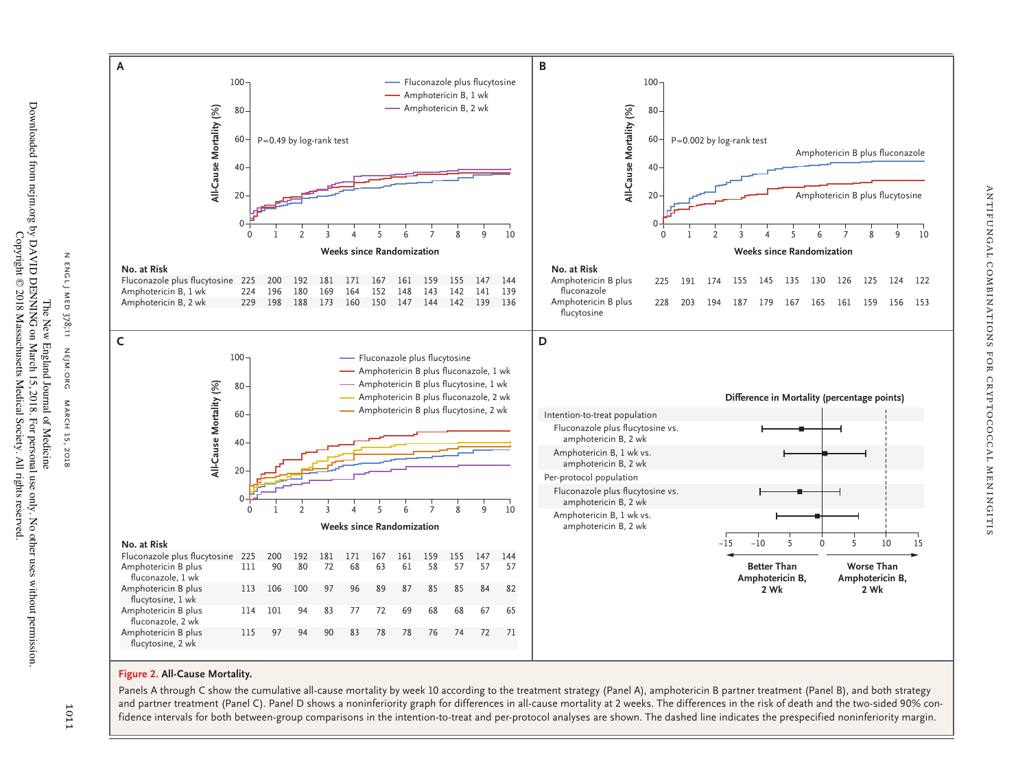**A**

P=0.49 by log-rank test

| No. at Risk | 0 | 1 | 2 | 3 | 4 | 5 | 6 | 7 | 8 | 9 | 10 |
|---|---|---|---|---|---|---|---|---|---|---|---|
| Fluconazole plus flucytosine | 225 | 200 | 192 | 181 | 171 | 167 | 161 | 159 | 155 | 147 | 144 |
| Amphotericin B, 1 wk | 224 | 196 | 180 | 169 | 164 | 152 | 148 | 143 | 142 | 141 | 139 |
| Amphotericin B, 2 wk | 229 | 198 | 188 | 173 | 160 | 150 | 147 | 144 | 142 | 139 | 136 |

**B**

P=0.002 by log-rank test

| No. at Risk | 0 | 1 | 2 | 3 | 4 | 5 | 6 | 7 | 8 | 9 | 10 |
|---|---|---|---|---|---|---|---|---|---|---|---|
| Amphotericin B plus fluconazole | 225 | 191 | 174 | 155 | 145 | 135 | 130 | 126 | 125 | 124 | 122 |
| Amphotericin B plus flucytosine | 228 | 203 | 194 | 187 | 179 | 167 | 165 | 161 | 159 | 156 | 153 |

**C**

| No. at Risk | 0 | 1 | 2 | 3 | 4 | 5 | 6 | 7 | 8 | 9 | 10 |
|---|---|---|---|---|---|---|---|---|---|---|---|
| Fluconazole plus flucytosine | 225 | 200 | 192 | 181 | 171 | 167 | 161 | 159 | 155 | 147 | 144 |
| Amphotericin B plus fluconazole, 1 wk | 111 | 90 | 80 | 72 | 68 | 63 | 61 | 58 | 57 | 57 | 57 |
| Amphotericin B plus flucytosine, 1 wk | 113 | 106 | 100 | 97 | 96 | 89 | 87 | 85 | 85 | 84 | 82 |
| Amphotericin B plus fluconazole, 2 wk | 114 | 101 | 94 | 83 | 77 | 72 | 69 | 68 | 68 | 67 | 65 |
| Amphotericin B plus flucytosine, 2 wk | 115 | 97 | 94 | 90 | 83 | 78 | 78 | 76 | 74 | 72 | 71 |

**D**

Difference in Mortality (percentage points)

Intention-to-treat population
- Fluconazole plus flucytosine vs. amphotericin B, 2 wk
- Amphotericin B, 1 wk vs. amphotericin B, 2 wk

Per-protocol population
- Fluconazole plus flucytosine vs. amphotericin B, 2 wk
- Amphotericin B, 1 wk vs. amphotericin B, 2 wk

Better Than Amphotericin B, 2 Wk ← → Worse Than Amphotericin B, 2 Wk

**Figure 2. All-Cause Mortality.**

Panels A through C show the cumulative all-cause mortality by week 10 according to the treatment strategy (Panel A), amphotericin B partner treatment (Panel B), and both strategy and partner treatment (Panel C). Panel D shows a noninferiority graph for differences in all-cause mortality at 2 weeks. The differences in the risk of death and the two-sided 90% confidence intervals for both between-group comparisons in the intention-to-treat and per-protocol analyses are shown. The dashed line indicates the prespecified noninferiority margin.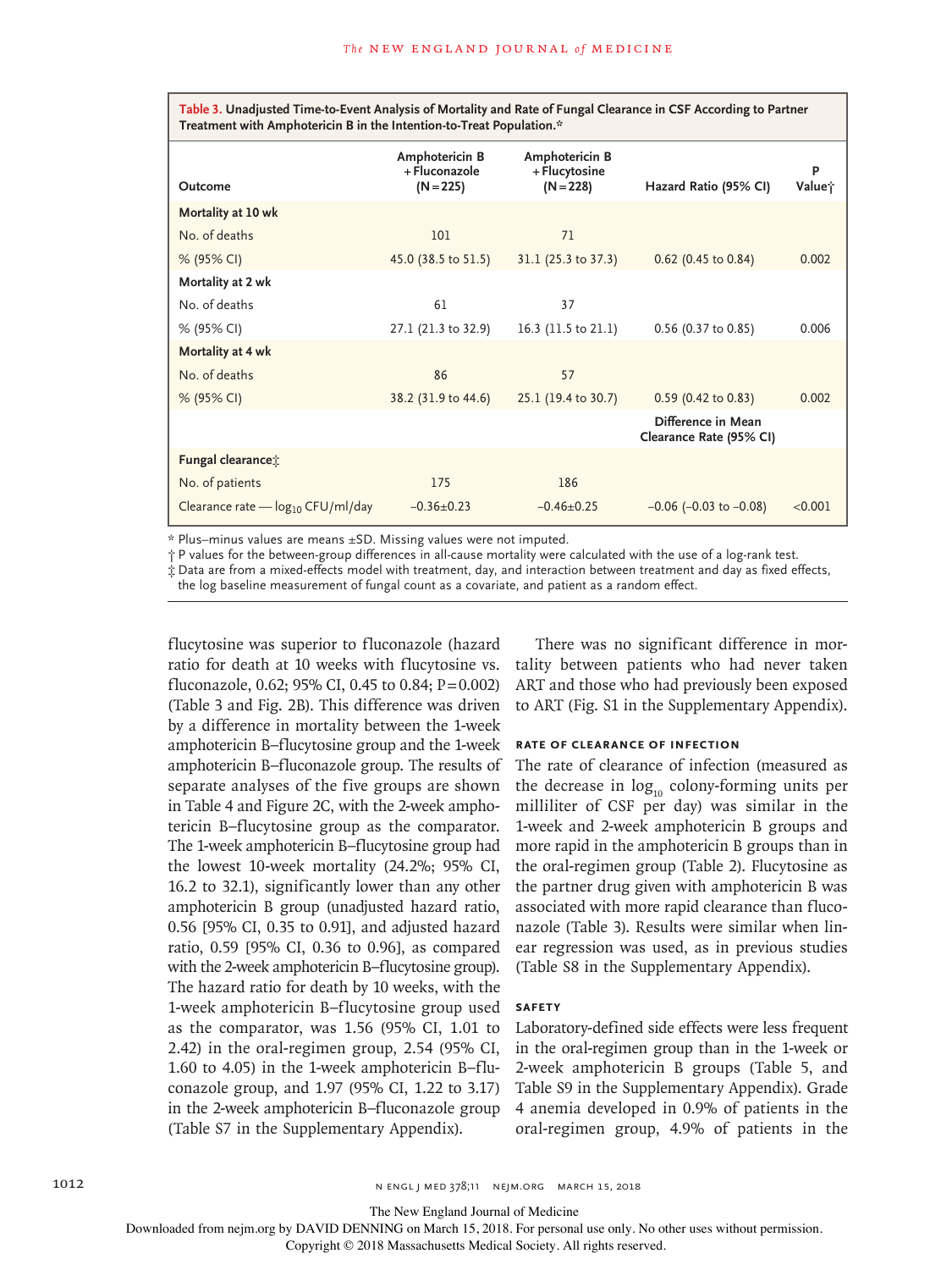**Table 3.** Unadjusted Time-to-Event Analysis of Mortality and Rate of Fungal Clearance in CSF According to Partner Treatment with Amphotericin B in the Intention-to-Treat Population.*

| Outcome | Amphotericin B + Fluconazole (N=225) | Amphotericin B + Flucytosine (N=228) | Hazard Ratio (95% CI) | P Value† |
|---|---|---|---|---|
| **Mortality at 10 wk** | | | | |
| No. of deaths | 101 | 71 | | |
| % (95% CI) | 45.0 (38.5 to 51.5) | 31.1 (25.3 to 37.3) | 0.62 (0.45 to 0.84) | 0.002 |
| **Mortality at 2 wk** | | | | |
| No. of deaths | 61 | 37 | | |
| % (95% CI) | 27.1 (21.3 to 32.9) | 16.3 (11.5 to 21.1) | 0.56 (0.37 to 0.85) | 0.006 |
| **Mortality at 4 wk** | | | | |
| No. of deaths | 86 | 57 | | |
| % (95% CI) | 38.2 (31.9 to 44.6) | 25.1 (19.4 to 30.7) | 0.59 (0.42 to 0.83) | 0.002 |
| | | | **Difference in Mean Clearance Rate (95% CI)** | |
| **Fungal clearance‡** | | | | |
| No. of patients | 175 | 186 | | |
| Clearance rate — $\log_{10}$ CFU/ml/day | −0.36±0.23 | −0.46±0.25 | −0.06 (−0.03 to −0.08) | <0.001 |

\* Plus–minus values are means ±SD. Missing values were not imputed.
† P values for the between-group differences in all-cause mortality were calculated with the use of a log-rank test.
‡ Data are from a mixed-effects model with treatment, day, and interaction between treatment and day as fixed effects, the log baseline measurement of fungal count as a covariate, and patient as a random effect.

flucytosine was superior to fluconazole (hazard ratio for death at 10 weeks with flucytosine vs. fluconazole, 0.62; 95% CI, 0.45 to 0.84; P=0.002) (Table 3 and Fig. 2B). This difference was driven by a difference in mortality between the 1-week amphotericin B–flucytosine group and the 1-week amphotericin B–fluconazole group. The results of separate analyses of the five groups are shown in Table 4 and Figure 2C, with the 2-week amphotericin B–flucytosine group as the comparator. The 1-week amphotericin B–flucytosine group had the lowest 10-week mortality (24.2%; 95% CI, 16.2 to 32.1), significantly lower than any other amphotericin B group (unadjusted hazard ratio, 0.56 [95% CI, 0.35 to 0.91], and adjusted hazard ratio, 0.59 [95% CI, 0.36 to 0.96], as compared with the 2-week amphotericin B–flucytosine group). The hazard ratio for death by 10 weeks, with the 1-week amphotericin B–flucytosine group used as the comparator, was 1.56 (95% CI, 1.01 to 2.42) in the oral-regimen group, 2.54 (95% CI, 1.60 to 4.05) in the 1-week amphotericin B–fluconazole group, and 1.97 (95% CI, 1.22 to 3.17) in the 2-week amphotericin B–fluconazole group (Table S7 in the Supplementary Appendix).

There was no significant difference in mortality between patients who had never taken ART and those who had previously been exposed to ART (Fig. S1 in the Supplementary Appendix).

### RATE OF CLEARANCE OF INFECTION

The rate of clearance of infection (measured as the decrease in $\log_{10}$ colony-forming units per milliliter of CSF per day) was similar in the 1-week and 2-week amphotericin B groups and more rapid in the amphotericin B groups than in the oral-regimen group (Table 2). Flucytosine as the partner drug given with amphotericin B was associated with more rapid clearance than fluconazole (Table 3). Results were similar when linear regression was used, as in previous studies (Table S8 in the Supplementary Appendix).

### SAFETY

Laboratory-defined side effects were less frequent in the oral-regimen group than in the 1-week or 2-week amphotericin B groups (Table 5, and Table S9 in the Supplementary Appendix). Grade 4 anemia developed in 0.9% of patients in the oral-regimen group, 4.9% of patients in the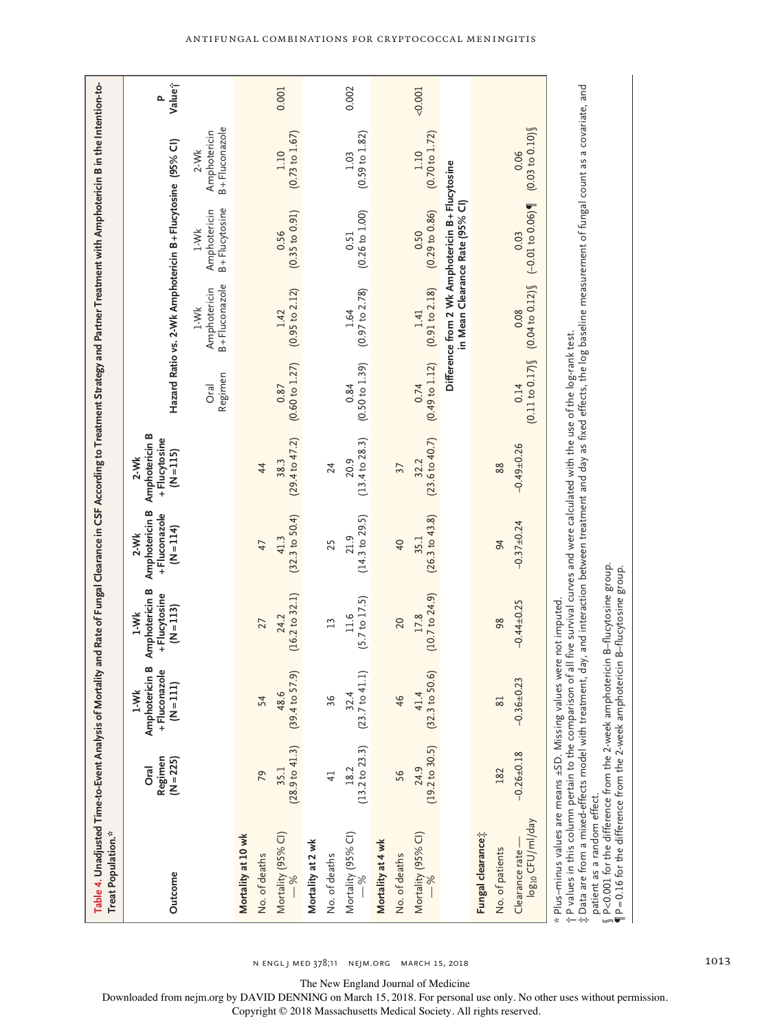**Table 4.** Unadjusted Time-to-Event Analysis of Mortality and Rate of Fungal Clearance in CSF According to Treatment Strategy and Partner Treatment with Amphotericin B in the Intention-to-Treat Population.*

| Outcome | Oral Regimen (N=225) | 1-Wk Amphotericin B +Fluconazole (N=111) | 1-Wk Amphotericin B +Flucytosine (N=113) | 2-Wk Amphotericin B +Fluconazole (N=114) | 2-Wk Amphotericin B +Flucytosine (N=115) | Hazard Ratio vs. 2-Wk Amphotericin B+Flucytosine (95% CI) | | | | P Value† |
|---|---|---|---|---|---|---|---|---|---|---|
| | | | | | | Oral Regimen | 1-Wk Amphotericin B+Fluconazole | 1-Wk Amphotericin B+Flucytosine | 2-Wk Amphotericin B+Fluconazole | |
| **Mortality at 10 wk** | | | | | | | | | | |
| No. of deaths | 79 | 54 | 27 | 47 | 44 | | | | | |
| Mortality (95% CI) — % | 35.1 (28.9 to 41.3) | 48.6 (39.4 to 57.9) | 24.2 (16.2 to 32.1) | 41.3 (32.3 to 50.4) | 38.3 (29.4 to 47.2) | 0.87 (0.60 to 1.27) | 1.42 (0.95 to 2.12) | 0.56 (0.35 to 0.91) | 1.10 (0.73 to 1.67) | 0.001 |
| **Mortality at 2 wk** | | | | | | | | | | |
| No. of deaths | 41 | 36 | 13 | 25 | 24 | | | | | |
| Mortality (95% CI) — % | 18.2 (13.2 to 23.3) | 32.4 (23.7 to 41.1) | 11.6 (5.7 to 17.5) | 21.9 (14.3 to 29.5) | 20.9 (13.4 to 28.3) | 0.84 (0.50 to 1.39) | 1.64 (0.97 to 2.78) | 0.51 (0.26 to 1.00) | 1.03 (0.59 to 1.82) | 0.002 |
| **Mortality at 4 wk** | | | | | | | | | | |
| No. of deaths | 56 | 46 | 20 | 40 | 37 | | | | | |
| Mortality (95% CI) — % | 24.9 (19.2 to 30.5) | 41.4 (32.3 to 50.6) | 17.8 (10.7 to 24.9) | 35.1 (26.3 to 43.8) | 32.2 (23.6 to 40.7) | 0.74 (0.49 to 1.12) | 1.41 (0.91 to 2.18) | 0.50 (0.29 to 0.86) | 1.10 (0.70 to 1.72) | <0.001 |
| | | | | | | Difference from 2 Wk Amphotericin B+Flucytosine in Mean Clearance Rate (95% CI) | | | | |
| **Fungal clearance‡** | | | | | | | | | | |
| No. of patients | 182 | 81 | 98 | 94 | 88 | | | | | |
| Clearance rate — $\log_{10}$ CFU/ml/day | −0.26±0.18 | −0.36±0.23 | −0.44±0.25 | −0.37±0.24 | −0.49±0.26 | 0.14 (0.11 to 0.17)§ | 0.08 (0.04 to 0.12)§ | 0.03 (−0.01 to 0.06)¶ | 0.06 (0.03 to 0.10)§ | |

\* Plus–minus values are means ±SD. Missing values were not imputed.

† P values in this column pertain to the comparison of all five survival curves and were calculated with the use of the log-rank test.

‡ Data are from a mixed-effects model with treatment, day, and interaction between treatment and day as fixed effects, the log baseline measurement of fungal count as a covariate, and patient as a random effect.

§ P<0.001 for the difference from the 2-week amphotericin B–flucytosine group.

¶ P=0.16 for the difference from the 2-week amphotericin B–flucytosine group.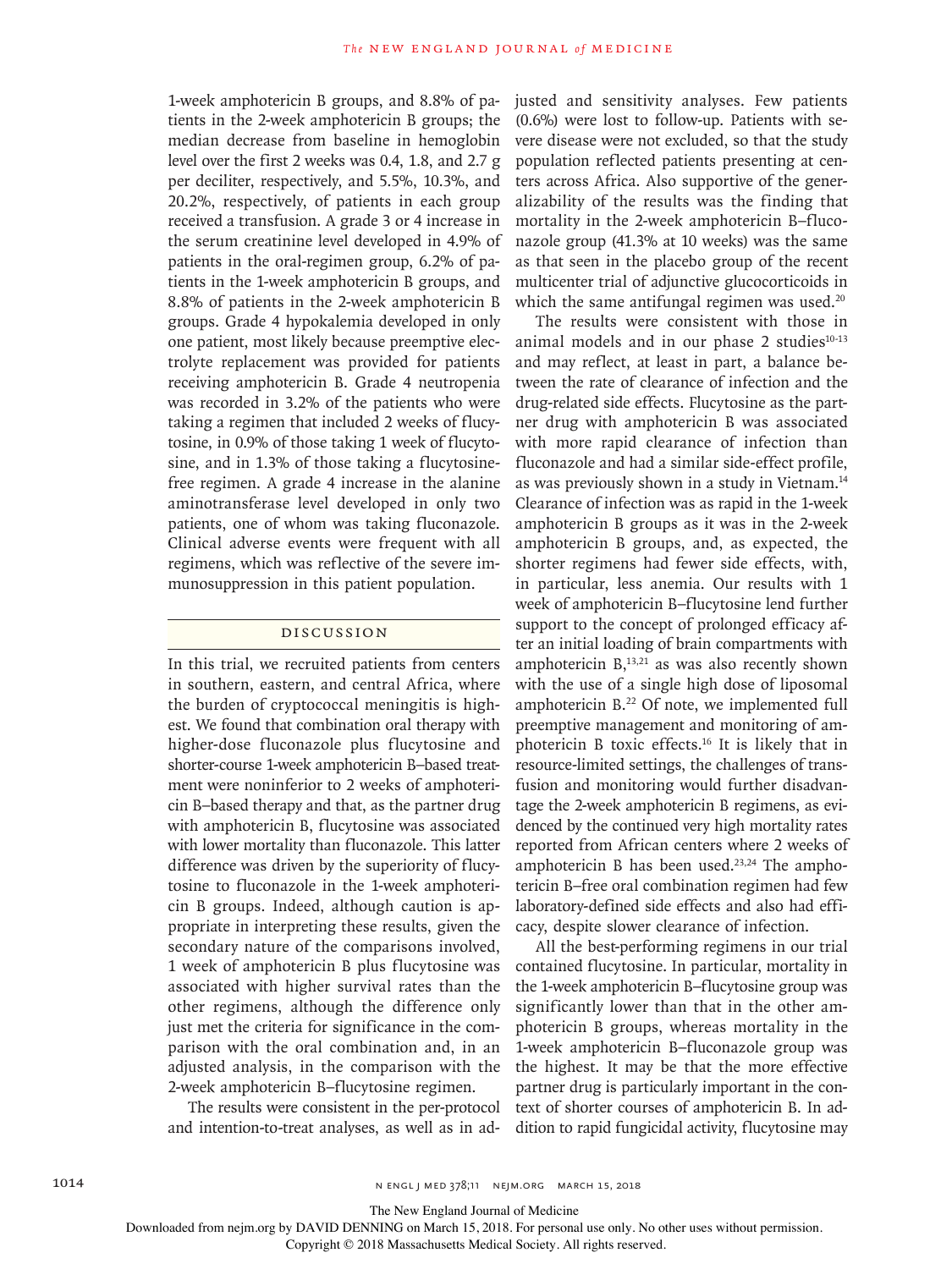1-week amphotericin B groups, and 8.8% of patients in the 2-week amphotericin B groups; the median decrease from baseline in hemoglobin level over the first 2 weeks was 0.4, 1.8, and 2.7 g per deciliter, respectively, and 5.5%, 10.3%, and 20.2%, respectively, of patients in each group received a transfusion. A grade 3 or 4 increase in the serum creatinine level developed in 4.9% of patients in the oral-regimen group, 6.2% of patients in the 1-week amphotericin B groups, and 8.8% of patients in the 2-week amphotericin B groups. Grade 4 hypokalemia developed in only one patient, most likely because preemptive electrolyte replacement was provided for patients receiving amphotericin B. Grade 4 neutropenia was recorded in 3.2% of the patients who were taking a regimen that included 2 weeks of flucytosine, in 0.9% of those taking 1 week of flucytosine, and in 1.3% of those taking a flucytosine-free regimen. A grade 4 increase in the alanine aminotransferase level developed in only two patients, one of whom was taking fluconazole. Clinical adverse events were frequent with all regimens, which was reflective of the severe immunosuppression in this patient population.

## Discussion

In this trial, we recruited patients from centers in southern, eastern, and central Africa, where the burden of cryptococcal meningitis is highest. We found that combination oral therapy with higher-dose fluconazole plus flucytosine and shorter-course 1-week amphotericin B–based treatment were noninferior to 2 weeks of amphotericin B–based therapy and that, as the partner drug with amphotericin B, flucytosine was associated with lower mortality than fluconazole. This latter difference was driven by the superiority of flucytosine to fluconazole in the 1-week amphotericin B groups. Indeed, although caution is appropriate in interpreting these results, given the secondary nature of the comparisons involved, 1 week of amphotericin B plus flucytosine was associated with higher survival rates than the other regimens, although the difference only just met the criteria for significance in the comparison with the oral combination and, in an adjusted analysis, in the comparison with the 2-week amphotericin B–flucytosine regimen.

The results were consistent in the per-protocol and intention-to-treat analyses, as well as in adjusted and sensitivity analyses. Few patients (0.6%) were lost to follow-up. Patients with severe disease were not excluded, so that the study population reflected patients presenting at centers across Africa. Also supportive of the generalizability of the results was the finding that mortality in the 2-week amphotericin B–fluconazole group (41.3% at 10 weeks) was the same as that seen in the placebo group of the recent multicenter trial of adjunctive glucocorticoids in which the same antifungal regimen was used.[20]

The results were consistent with those in animal models and in our phase 2 studies[10-13] and may reflect, at least in part, a balance between the rate of clearance of infection and the drug-related side effects. Flucytosine as the partner drug with amphotericin B was associated with more rapid clearance of infection than fluconazole and had a similar side-effect profile, as was previously shown in a study in Vietnam.[14] Clearance of infection was as rapid in the 1-week amphotericin B groups as it was in the 2-week amphotericin B groups, and, as expected, the shorter regimens had fewer side effects, with, in particular, less anemia. Our results with 1 week of amphotericin B–flucytosine lend further support to the concept of prolonged efficacy after an initial loading of brain compartments with amphotericin B,[13,21] as was also recently shown with the use of a single high dose of liposomal amphotericin B.[22] Of note, we implemented full preemptive management and monitoring of amphotericin B toxic effects.[16] It is likely that in resource-limited settings, the challenges of transfusion and monitoring would further disadvantage the 2-week amphotericin B regimens, as evidenced by the continued very high mortality rates reported from African centers where 2 weeks of amphotericin B has been used.[23,24] The amphotericin B–free oral combination regimen had few laboratory-defined side effects and also had efficacy, despite slower clearance of infection.

All the best-performing regimens in our trial contained flucytosine. In particular, mortality in the 1-week amphotericin B–flucytosine group was significantly lower than that in the other amphotericin B groups, whereas mortality in the 1-week amphotericin B–fluconazole group was the highest. It may be that the more effective partner drug is particularly important in the context of shorter courses of amphotericin B. In addition to rapid fungicidal activity, flucytosine may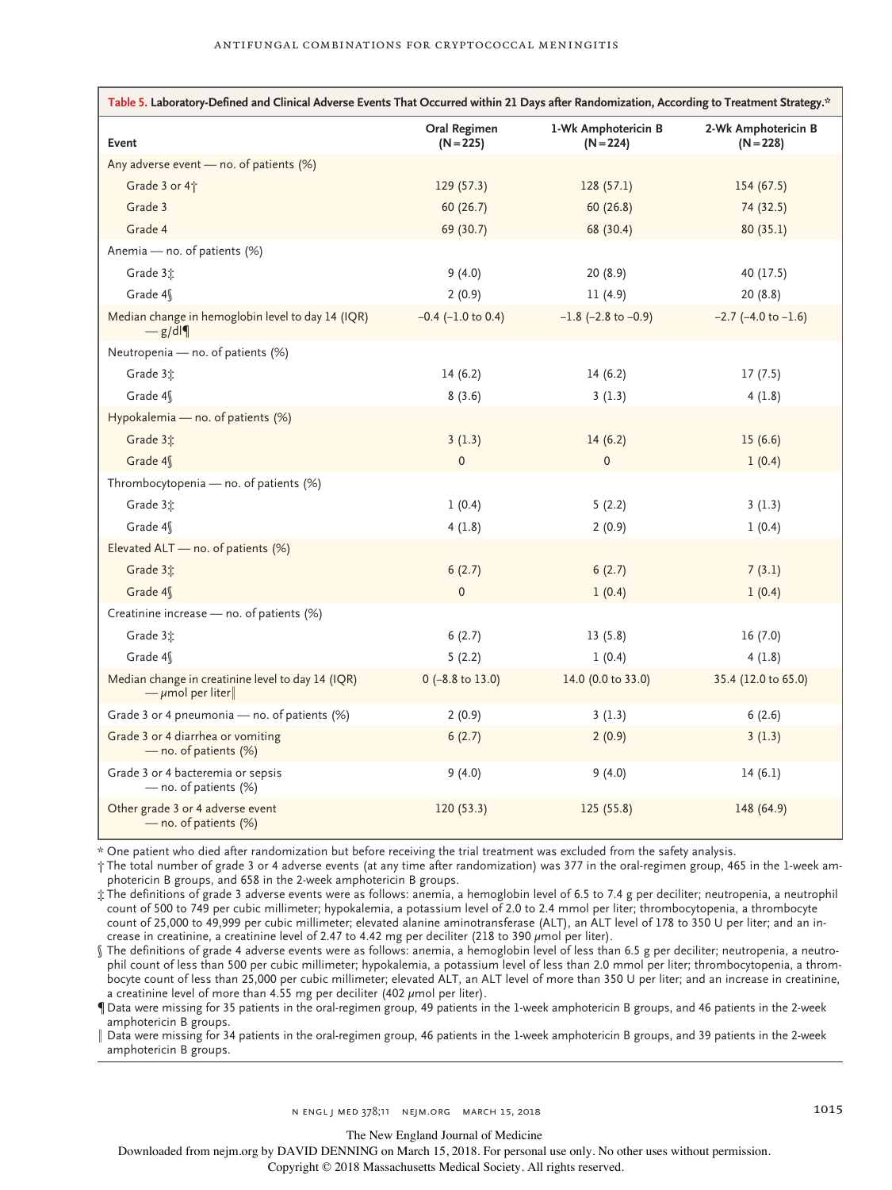**Table 5. Laboratory-Defined and Clinical Adverse Events That Occurred within 21 Days after Randomization, According to Treatment Strategy.***

| Event | Oral Regimen (N=225) | 1-Wk Amphotericin B (N=224) | 2-Wk Amphotericin B (N=228) |
|---|---|---|---|
| Any adverse event — no. of patients (%) | | | |
| Grade 3 or 4† | 129 (57.3) | 128 (57.1) | 154 (67.5) |
| Grade 3 | 60 (26.7) | 60 (26.8) | 74 (32.5) |
| Grade 4 | 69 (30.7) | 68 (30.4) | 80 (35.1) |
| Anemia — no. of patients (%) | | | |
| Grade 3‡ | 9 (4.0) | 20 (8.9) | 40 (17.5) |
| Grade 4§ | 2 (0.9) | 11 (4.9) | 20 (8.8) |
| Median change in hemoglobin level to day 14 (IQR) — g/dl¶ | −0.4 (−1.0 to 0.4) | −1.8 (−2.8 to −0.9) | −2.7 (−4.0 to −1.6) |
| Neutropenia — no. of patients (%) | | | |
| Grade 3‡ | 14 (6.2) | 14 (6.2) | 17 (7.5) |
| Grade 4§ | 8 (3.6) | 3 (1.3) | 4 (1.8) |
| Hypokalemia — no. of patients (%) | | | |
| Grade 3‡ | 3 (1.3) | 14 (6.2) | 15 (6.6) |
| Grade 4§ | 0 | 0 | 1 (0.4) |
| Thrombocytopenia — no. of patients (%) | | | |
| Grade 3‡ | 1 (0.4) | 5 (2.2) | 3 (1.3) |
| Grade 4§ | 4 (1.8) | 2 (0.9) | 1 (0.4) |
| Elevated ALT — no. of patients (%) | | | |
| Grade 3‡ | 6 (2.7) | 6 (2.7) | 7 (3.1) |
| Grade 4§ | 0 | 1 (0.4) | 1 (0.4) |
| Creatinine increase — no. of patients (%) | | | |
| Grade 3‡ | 6 (2.7) | 13 (5.8) | 16 (7.0) |
| Grade 4§ | 5 (2.2) | 1 (0.4) | 4 (1.8) |
| Median change in creatinine level to day 14 (IQR) — μmol per liter‖ | 0 (−8.8 to 13.0) | 14.0 (0.0 to 33.0) | 35.4 (12.0 to 65.0) |
| Grade 3 or 4 pneumonia — no. of patients (%) | 2 (0.9) | 3 (1.3) | 6 (2.6) |
| Grade 3 or 4 diarrhea or vomiting — no. of patients (%) | 6 (2.7) | 2 (0.9) | 3 (1.3) |
| Grade 3 or 4 bacteremia or sepsis — no. of patients (%) | 9 (4.0) | 9 (4.0) | 14 (6.1) |
| Other grade 3 or 4 adverse event — no. of patients (%) | 120 (53.3) | 125 (55.8) | 148 (64.9) |

\* One patient who died after randomization but before receiving the trial treatment was excluded from the safety analysis.

† The total number of grade 3 or 4 adverse events (at any time after randomization) was 377 in the oral-regimen group, 465 in the 1-week amphotericin B groups, and 658 in the 2-week amphotericin B groups.

‡ The definitions of grade 3 adverse events were as follows: anemia, a hemoglobin level of 6.5 to 7.4 g per deciliter; neutropenia, a neutrophil count of 500 to 749 per cubic millimeter; hypokalemia, a potassium level of 2.0 to 2.4 mmol per liter; thrombocytopenia, a thrombocyte count of 25,000 to 49,999 per cubic millimeter; elevated alanine aminotransferase (ALT), an ALT level of 178 to 350 U per liter; and an increase in creatinine, a creatinine level of 2.47 to 4.42 mg per deciliter (218 to 390 μmol per liter).

§ The definitions of grade 4 adverse events were as follows: anemia, a hemoglobin level of less than 6.5 g per deciliter; neutropenia, a neutrophil count of less than 500 per cubic millimeter; hypokalemia, a potassium level of less than 2.0 mmol per liter; thrombocytopenia, a thrombocyte count of less than 25,000 per cubic millimeter; elevated ALT, an ALT level of more than 350 U per liter; and an increase in creatinine, a creatinine level of more than 4.55 mg per deciliter (402 μmol per liter).

¶ Data were missing for 35 patients in the oral-regimen group, 49 patients in the 1-week amphotericin B groups, and 46 patients in the 2-week amphotericin B groups.

‖ Data were missing for 34 patients in the oral-regimen group, 46 patients in the 1-week amphotericin B groups, and 39 patients in the 2-week amphotericin B groups.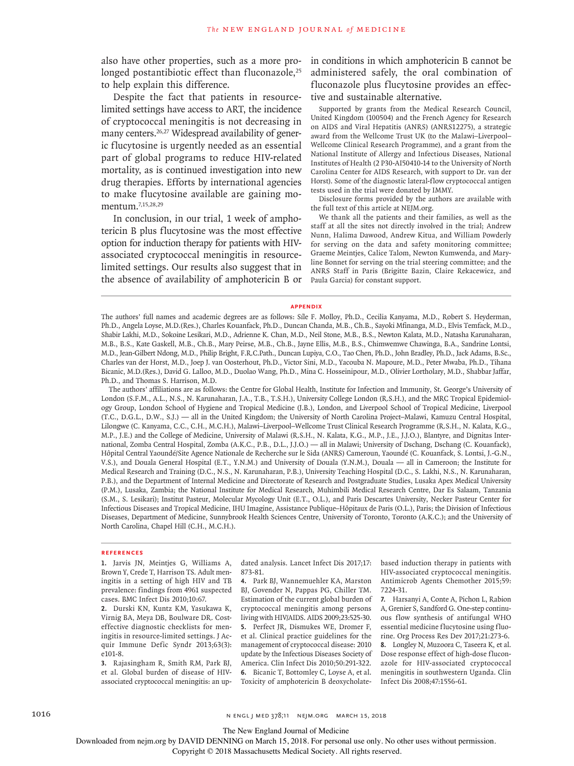also have other properties, such as a more prolonged postantibiotic effect than fluconazole,[25] to help explain this difference.

Despite the fact that patients in resource-limited settings have access to ART, the incidence of cryptococcal meningitis is not decreasing in many centers.[26,27] Widespread availability of generic flucytosine is urgently needed as an essential part of global programs to reduce HIV-related mortality, as is continued investigation into new drug therapies. Efforts by international agencies to make flucytosine available are gaining momentum.[7,15,28,29]

In conclusion, in our trial, 1 week of amphotericin B plus flucytosine was the most effective option for induction therapy for patients with HIV-associated cryptococcal meningitis in resource-limited settings. Our results also suggest that in the absence of availability of amphotericin B or in conditions in which amphotericin B cannot be administered safely, the oral combination of fluconazole plus flucytosine provides an effective and sustainable alternative.

Supported by grants from the Medical Research Council, United Kingdom (100504) and the French Agency for Research on AIDS and Viral Hepatitis (ANRS) (ANRS12275), a strategic award from the Wellcome Trust UK (to the Malawi–Liverpool–Wellcome Clinical Research Programme), and a grant from the National Institute of Allergy and Infectious Diseases, National Institutes of Health (2 P30-AI50410-14 to the University of North Carolina Center for AIDS Research, with support to Dr. van der Horst). Some of the diagnostic lateral-flow cryptococcal antigen tests used in the trial were donated by IMMY.

Disclosure forms provided by the authors are available with the full text of this article at NEJM.org.

We thank all the patients and their families, as well as the staff at all the sites not directly involved in the trial; Andrew Nunn, Halima Dawood, Andrew Kitua, and William Powderly for serving on the data and safety monitoring committee; Graeme Meintjes, Calice Talom, Newton Kumwenda, and Maryline Bonnet for serving on the trial steering committee; and the ANRS Staff in Paris (Brigitte Bazin, Claire Rekacewicz, and Paula Garcia) for constant support.

## APPENDIX

The authors' full names and academic degrees are as follows: Síle F. Molloy, Ph.D., Cecilia Kanyama, M.D., Robert S. Heyderman, Ph.D., Angela Loyse, M.D.(Res.), Charles Kouanfack, Ph.D., Duncan Chanda, M.B., Ch.B., Sayoki Mfinanga, M.D., Elvis Temfack, M.D., Shabir Lakhi, M.D., Sokoine Lesikari, M.D., Adrienne K. Chan, M.D., Neil Stone, M.B., B.S., Newton Kalata, M.D., Natasha Karunaharan, M.B., B.S., Kate Gaskell, M.B., Ch.B., Mary Peirse, M.B., Ch.B., Jayne Ellis, M.B., B.S., Chimwemwe Chawinga, B.A., Sandrine Lontsi, M.D., Jean-Gilbert Ndong, M.D., Philip Bright, F.R.C.Path., Duncan Lupiya, C.O., Tao Chen, Ph.D., John Bradley, Ph.D., Jack Adams, B.Sc., Charles van der Horst, M.D., Joep J. van Oosterhout, Ph.D., Victor Sini, M.D., Yacouba N. Mapoure, M.D., Peter Mwaba, Ph.D., Tihana Bicanic, M.D.(Res.), David G. Lalloo, M.D., Duolao Wang, Ph.D., Mina C. Hosseinipour, M.D., Olivier Lortholary, M.D., Shabbar Jaffar, Ph.D., and Thomas S. Harrison, M.D.

The authors' affiliations are as follows: the Centre for Global Health, Institute for Infection and Immunity, St. George's University of London (S.F.M., A.L., N.S., N. Karunaharan, J.A., T.B., T.S.H.), University College London (R.S.H.), and the MRC Tropical Epidemiology Group, London School of Hygiene and Tropical Medicine (J.B.), London, and Liverpool School of Tropical Medicine, Liverpool (T.C., D.G.L., D.W., S.J.) — all in the United Kingdom; the University of North Carolina Project–Malawi, Kamuzu Central Hospital, Lilongwe (C. Kanyama, C.C., C.H., M.C.H.), Malawi–Liverpool–Wellcome Trust Clinical Research Programme (R.S.H., N. Kalata, K.G., M.P., J.E.) and the College of Medicine, University of Malawi (R.S.H., N. Kalata, K.G., M.P., J.E., J.J.O.), Blantyre, and Dignitas International, Zomba Central Hospital, Zomba (A.K.C., P.B., D.L., J.J.O.) — all in Malawi; University of Dschang, Dschang (C. Kouanfack), Hôpital Central Yaoundé/Site Agence Nationale de Recherche sur le Sida (ANRS) Cameroun, Yaoundé (C. Kouanfack, S. Lontsi, J.-G.N., V.S.), and Douala General Hospital (E.T., Y.N.M.) and University of Douala (Y.N.M.), Douala — all in Cameroon; the Institute for Medical Research and Training (D.C., N.S., N. Karunaharan, P.B.), University Teaching Hospital (D.C., S. Lakhi, N.S., N. Karunaharan, P.B.), and the Department of Internal Medicine and Directorate of Research and Postgraduate Studies, Lusaka Apex Medical University (P.M.), Lusaka, Zambia; the National Institute for Medical Research, Muhimbili Medical Research Centre, Dar Es Salaam, Tanzania (S.M., S. Lesikari); Institut Pasteur, Molecular Mycology Unit (E.T., O.L.), and Paris Descartes University, Necker Pasteur Center for Infectious Diseases and Tropical Medicine, IHU Imagine, Assistance Publique–Hôpitaux de Paris (O.L.), Paris; the Division of Infectious Diseases, Department of Medicine, Sunnybrook Health Sciences Centre, University of Toronto, Toronto (A.K.C.); and the University of North Carolina, Chapel Hill (C.H., M.C.H.).

## REFERENCES

1. Jarvis JN, Meintjes G, Williams A, Brown Y, Crede T, Harrison TS. Adult meningitis in a setting of high HIV and TB prevalence: findings from 4961 suspected cases. BMC Infect Dis 2010;10:67.
2. Durski KN, Kuntz KM, Yasukawa K, Virnig BA, Meya DB, Boulware DR. Cost-effective diagnostic checklists for meningitis in resource-limited settings. J Acquir Immune Defic Syndr 2013;63(3):e101-8.
3. Rajasingham R, Smith RM, Park BJ, et al. Global burden of disease of HIV-associated cryptococcal meningitis: an updated analysis. Lancet Infect Dis 2017;17:873-81.
4. Park BJ, Wannemuehler KA, Marston BJ, Govender N, Pappas PG, Chiller TM. Estimation of the current global burden of cryptococcal meningitis among persons living with HIV/AIDS. AIDS 2009;23:525-30.
5. Perfect JR, Dismukes WE, Dromer F, et al. Clinical practice guidelines for the management of cryptococcal disease: 2010 update by the Infectious Diseases Society of America. Clin Infect Dis 2010;50:291-322.
6. Bicanic T, Bottomley C, Loyse A, et al. Toxicity of amphotericin B deoxycholate-based induction therapy in patients with HIV-associated cryptococcal meningitis. Antimicrob Agents Chemother 2015;59:7224-31.
7. Harsanyi A, Conte A, Pichon L, Rabion A, Grenier S, Sandford G. One-step continuous flow synthesis of antifungal WHO essential medicine flucytosine using fluorine. Org Process Res Dev 2017;21:273-6.
8. Longley N, Muzoora C, Taseera K, et al. Dose response effect of high-dose fluconazole for HIV-associated cryptococcal meningitis in southwestern Uganda. Clin Infect Dis 2008;47:1556-61.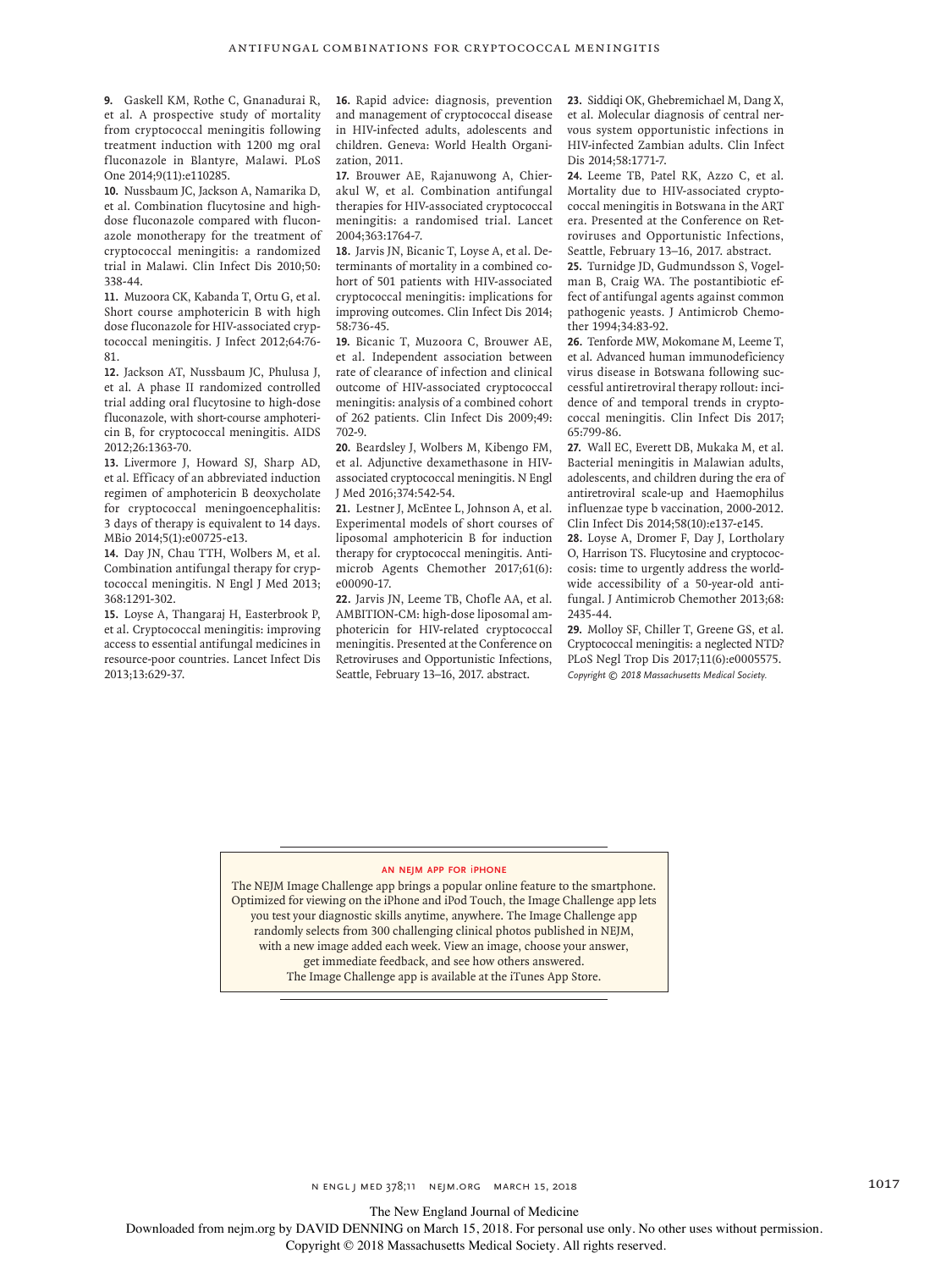9. Gaskell KM, Rothe C, Gnanadurai R, et al. A prospective study of mortality from cryptococcal meningitis following treatment induction with 1200 mg oral fluconazole in Blantyre, Malawi. PLoS One 2014;9(11):e110285.

10. Nussbaum JC, Jackson A, Namarika D, et al. Combination flucytosine and high-dose fluconazole compared with fluconazole monotherapy for the treatment of cryptococcal meningitis: a randomized trial in Malawi. Clin Infect Dis 2010;50:338-44.

11. Muzoora CK, Kabanda T, Ortu G, et al. Short course amphotericin B with high dose fluconazole for HIV-associated cryptococcal meningitis. J Infect 2012;64:76-81.

12. Jackson AT, Nussbaum JC, Phulusa J, et al. A phase II randomized controlled trial adding oral flucytosine to high-dose fluconazole, with short-course amphotericin B, for cryptococcal meningitis. AIDS 2012;26:1363-70.

13. Livermore J, Howard SJ, Sharp AD, et al. Efficacy of an abbreviated induction regimen of amphotericin B deoxycholate for cryptococcal meningoencephalitis: 3 days of therapy is equivalent to 14 days. MBio 2014;5(1):e00725-e13.

14. Day JN, Chau TTH, Wolbers M, et al. Combination antifungal therapy for cryptococcal meningitis. N Engl J Med 2013;368:1291-302.

15. Loyse A, Thangaraj H, Easterbrook P, et al. Cryptococcal meningitis: improving access to essential antifungal medicines in resource-poor countries. Lancet Infect Dis 2013;13:629-37.

16. Rapid advice: diagnosis, prevention and management of cryptococcal disease in HIV-infected adults, adolescents and children. Geneva: World Health Organization, 2011.

17. Brouwer AE, Rajanuwong A, Chierakul W, et al. Combination antifungal therapies for HIV-associated cryptococcal meningitis: a randomised trial. Lancet 2004;363:1764-7.

18. Jarvis JN, Bicanic T, Loyse A, et al. Determinants of mortality in a combined cohort of 501 patients with HIV-associated cryptococcal meningitis: implications for improving outcomes. Clin Infect Dis 2014;58:736-45.

19. Bicanic T, Muzoora C, Brouwer AE, et al. Independent association between rate of clearance of infection and clinical outcome of HIV-associated cryptococcal meningitis: analysis of a combined cohort of 262 patients. Clin Infect Dis 2009;49:702-9.

20. Beardsley J, Wolbers M, Kibengo FM, et al. Adjunctive dexamethasone in HIV-associated cryptococcal meningitis. N Engl J Med 2016;374:542-54.

21. Lestner J, McEntee L, Johnson A, et al. Experimental models of short courses of liposomal amphotericin B for induction therapy for cryptococcal meningitis. Antimicrob Agents Chemother 2017;61(6):e00090-17.

22. Jarvis JN, Leeme TB, Chofle AA, et al. AMBITION-CM: high-dose liposomal amphotericin for HIV-related cryptococcal meningitis. Presented at the Conference on Retroviruses and Opportunistic Infections, Seattle, February 13–16, 2017. abstract.

23. Siddiqi OK, Ghebremichael M, Dang X, et al. Molecular diagnosis of central nervous system opportunistic infections in HIV-infected Zambian adults. Clin Infect Dis 2014;58:1771-7.

24. Leeme TB, Patel RK, Azzo C, et al. Mortality due to HIV-associated cryptococcal meningitis in Botswana in the ART era. Presented at the Conference on Retroviruses and Opportunistic Infections, Seattle, February 13–16, 2017. abstract.

25. Turnidge JD, Gudmundsson S, Vogelman B, Craig WA. The postantibiotic effect of antifungal agents against common pathogenic yeasts. J Antimicrob Chemother 1994;34:83-92.

26. Tenforde MW, Mokomane M, Leeme T, et al. Advanced human immunodeficiency virus disease in Botswana following successful antiretroviral therapy rollout: incidence of and temporal trends in cryptococcal meningitis. Clin Infect Dis 2017;65:799-86.

27. Wall EC, Everett DB, Mukaka M, et al. Bacterial meningitis in Malawian adults, adolescents, and children during the era of antiretroviral scale-up and Haemophilus influenzae type b vaccination, 2000-2012. Clin Infect Dis 2014;58(10):e137-e145.

28. Loyse A, Dromer F, Day J, Lortholary O, Harrison TS. Flucytosine and cryptococcosis: time to urgently address the worldwide accessibility of a 50-year-old antifungal. J Antimicrob Chemother 2013;68:2435-44.

29. Molloy SF, Chiller T, Greene GS, et al. Cryptococcal meningitis: a neglected NTD? PLoS Negl Trop Dis 2017;11(6):e0005575.

*Copyright © 2018 Massachusetts Medical Society.*

**AN NEJM APP FOR iPHONE**

The NEJM Image Challenge app brings a popular online feature to the smartphone. Optimized for viewing on the iPhone and iPod Touch, the Image Challenge app lets you test your diagnostic skills anytime, anywhere. The Image Challenge app randomly selects from 300 challenging clinical photos published in NEJM, with a new image added each week. View an image, choose your answer, get immediate feedback, and see how others answered. The Image Challenge app is available at the iTunes App Store.